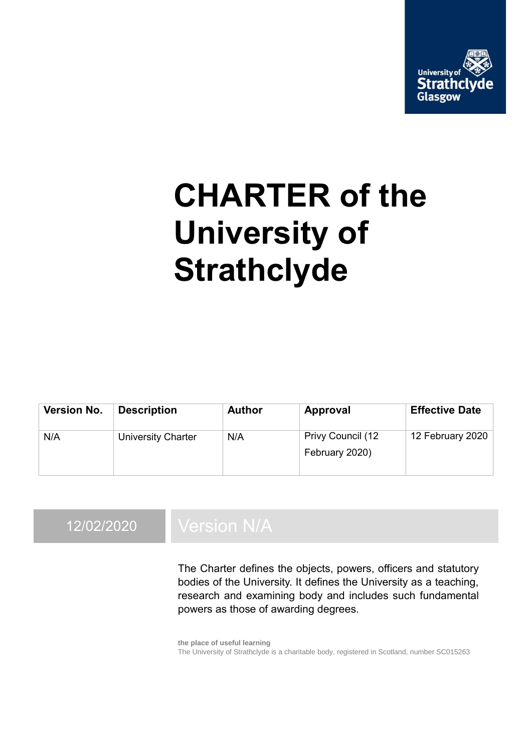University of Strathclyde Glasgow

# CHARTER of the University of Strathclyde

| Version No. | Description | Author | Approval | Effective Date |
| --- | --- | --- | --- | --- |
| N/A | University Charter | N/A | Privy Council (12 February 2020) | 12 February 2020 |

12/02/2020

Version N/A

The Charter defines the objects, powers, officers and statutory bodies of the University. It defines the University as a teaching, research and examining body and includes such fundamental powers as those of awarding degrees.

**the place of useful learning**

The University of Strathclyde is a charitable body, registered in Scotland, number SC015263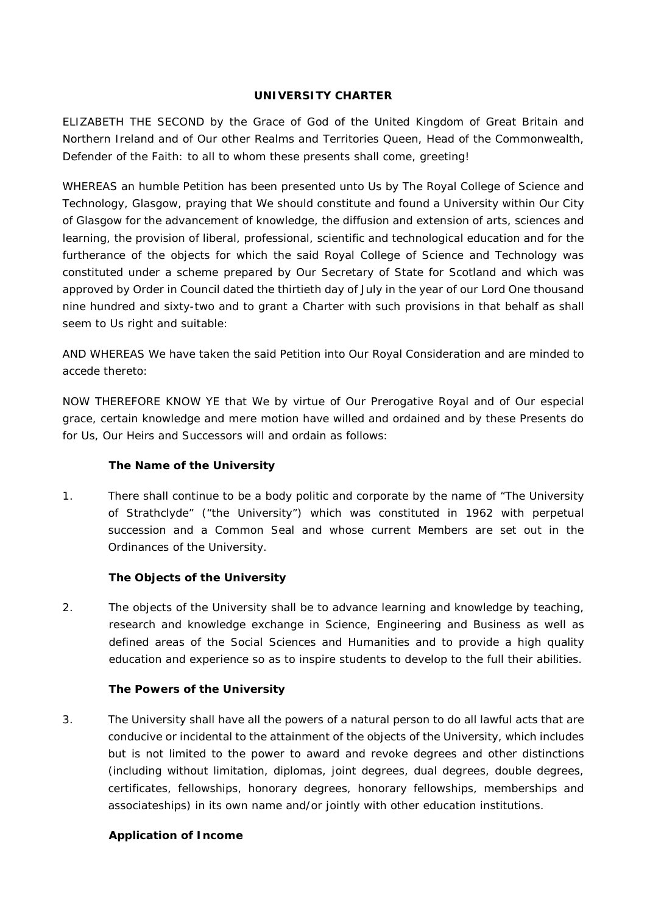**UNIVERSITY CHARTER**

ELIZABETH THE SECOND by the Grace of God of the United Kingdom of Great Britain and Northern Ireland and of Our other Realms and Territories Queen, Head of the Commonwealth, Defender of the Faith: to all to whom these presents shall come, greeting!

WHEREAS an humble Petition has been presented unto Us by The Royal College of Science and Technology, Glasgow, praying that We should constitute and found a University within Our City of Glasgow for the advancement of knowledge, the diffusion and extension of arts, sciences and learning, the provision of liberal, professional, scientific and technological education and for the furtherance of the objects for which the said Royal College of Science and Technology was constituted under a scheme prepared by Our Secretary of State for Scotland and which was approved by Order in Council dated the thirtieth day of July in the year of our Lord One thousand nine hundred and sixty-two and to grant a Charter with such provisions in that behalf as shall seem to Us right and suitable:

AND WHEREAS We have taken the said Petition into Our Royal Consideration and are minded to accede thereto:

NOW THEREFORE KNOW YE that We by virtue of Our Prerogative Royal and of Our especial grace, certain knowledge and mere motion have willed and ordained and by these Presents do for Us, Our Heirs and Successors will and ordain as follows:

**The Name of the University**

1. There shall continue to be a body politic and corporate by the name of "The University of Strathclyde" ("the University") which was constituted in 1962 with perpetual succession and a Common Seal and whose current Members are set out in the Ordinances of the University.

**The Objects of the University**

2. The objects of the University shall be to advance learning and knowledge by teaching, research and knowledge exchange in Science, Engineering and Business as well as defined areas of the Social Sciences and Humanities and to provide a high quality education and experience so as to inspire students to develop to the full their abilities.

**The Powers of the University**

3. The University shall have all the powers of a natural person to do all lawful acts that are conducive or incidental to the attainment of the objects of the University, which includes but is not limited to the power to award and revoke degrees and other distinctions (including without limitation, diplomas, joint degrees, dual degrees, double degrees, certificates, fellowships, honorary degrees, honorary fellowships, memberships and associateships) in its own name and/or jointly with other education institutions.

**Application of Income**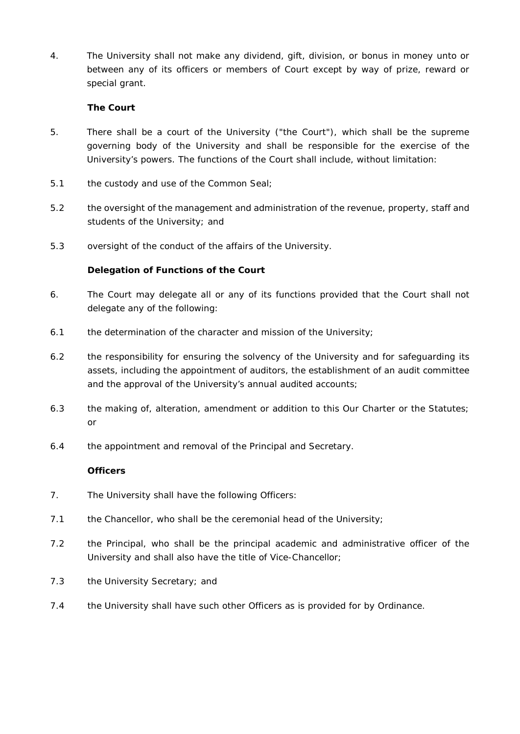4. The University shall not make any dividend, gift, division, or bonus in money unto or between any of its officers or members of Court except by way of prize, reward or special grant.

**The Court**

5. There shall be a court of the University ("the Court"), which shall be the supreme governing body of the University and shall be responsible for the exercise of the University's powers. The functions of the Court shall include, without limitation:

5.1 the custody and use of the Common Seal;

5.2 the oversight of the management and administration of the revenue, property, staff and students of the University; and

5.3 oversight of the conduct of the affairs of the University.

**Delegation of Functions of the Court**

6. The Court may delegate all or any of its functions provided that the Court shall not delegate any of the following:

6.1 the determination of the character and mission of the University;

6.2 the responsibility for ensuring the solvency of the University and for safeguarding its assets, including the appointment of auditors, the establishment of an audit committee and the approval of the University's annual audited accounts;

6.3 the making of, alteration, amendment or addition to this Our Charter or the Statutes; or

6.4 the appointment and removal of the Principal and Secretary.

**Officers**

7. The University shall have the following Officers:

7.1 the Chancellor, who shall be the ceremonial head of the University;

7.2 the Principal, who shall be the principal academic and administrative officer of the University and shall also have the title of Vice-Chancellor;

7.3 the University Secretary; and

7.4 the University shall have such other Officers as is provided for by Ordinance.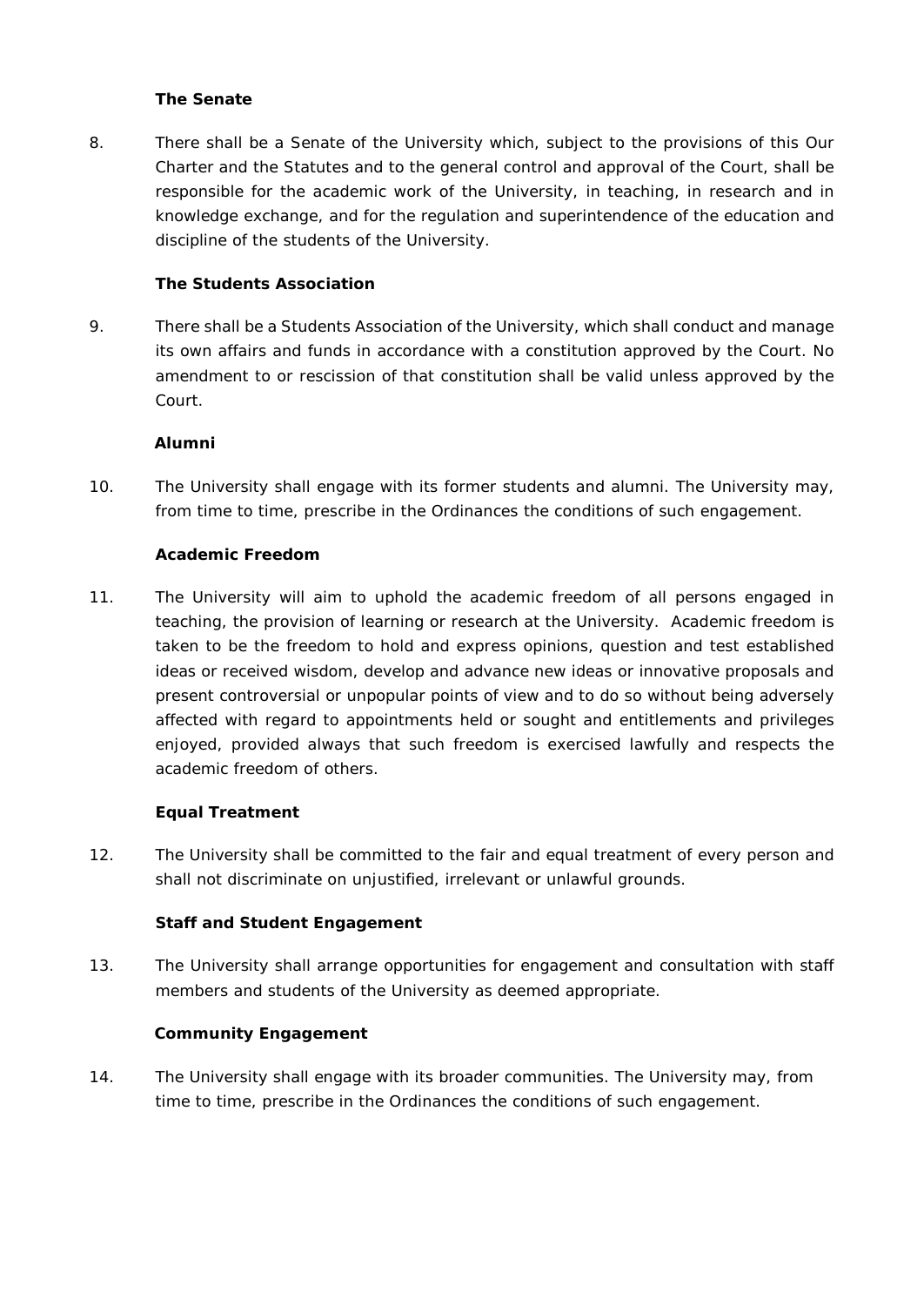### The Senate

8. There shall be a Senate of the University which, subject to the provisions of this Our Charter and the Statutes and to the general control and approval of the Court, shall be responsible for the academic work of the University, in teaching, in research and in knowledge exchange, and for the regulation and superintendence of the education and discipline of the students of the University.

### The Students Association

9. There shall be a Students Association of the University, which shall conduct and manage its own affairs and funds in accordance with a constitution approved by the Court. No amendment to or rescission of that constitution shall be valid unless approved by the Court.

### Alumni

10. The University shall engage with its former students and alumni. The University may, from time to time, prescribe in the Ordinances the conditions of such engagement.

### Academic Freedom

11. The University will aim to uphold the academic freedom of all persons engaged in teaching, the provision of learning or research at the University. Academic freedom is taken to be the freedom to hold and express opinions, question and test established ideas or received wisdom, develop and advance new ideas or innovative proposals and present controversial or unpopular points of view and to do so without being adversely affected with regard to appointments held or sought and entitlements and privileges enjoyed, provided always that such freedom is exercised lawfully and respects the academic freedom of others.

### Equal Treatment

12. The University shall be committed to the fair and equal treatment of every person and shall not discriminate on unjustified, irrelevant or unlawful grounds.

### Staff and Student Engagement

13. The University shall arrange opportunities for engagement and consultation with staff members and students of the University as deemed appropriate.

### Community Engagement

14. The University shall engage with its broader communities. The University may, from time to time, prescribe in the Ordinances the conditions of such engagement.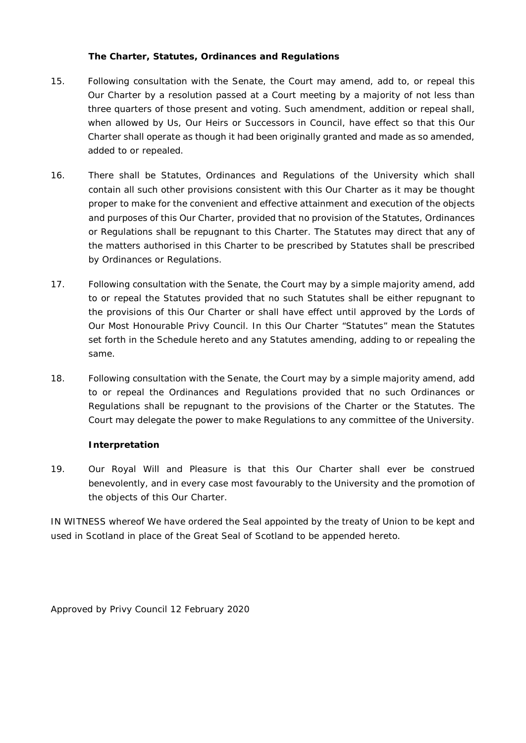### The Charter, Statutes, Ordinances and Regulations

15. Following consultation with the Senate, the Court may amend, add to, or repeal this Our Charter by a resolution passed at a Court meeting by a majority of not less than three quarters of those present and voting. Such amendment, addition or repeal shall, when allowed by Us, Our Heirs or Successors in Council, have effect so that this Our Charter shall operate as though it had been originally granted and made as so amended, added to or repealed.

16. There shall be Statutes, Ordinances and Regulations of the University which shall contain all such other provisions consistent with this Our Charter as it may be thought proper to make for the convenient and effective attainment and execution of the objects and purposes of this Our Charter, provided that no provision of the Statutes, Ordinances or Regulations shall be repugnant to this Charter. The Statutes may direct that any of the matters authorised in this Charter to be prescribed by Statutes shall be prescribed by Ordinances or Regulations.

17. Following consultation with the Senate, the Court may by a simple majority amend, add to or repeal the Statutes provided that no such Statutes shall be either repugnant to the provisions of this Our Charter or shall have effect until approved by the Lords of Our Most Honourable Privy Council. In this Our Charter "Statutes" mean the Statutes set forth in the Schedule hereto and any Statutes amending, adding to or repealing the same.

18. Following consultation with the Senate, the Court may by a simple majority amend, add to or repeal the Ordinances and Regulations provided that no such Ordinances or Regulations shall be repugnant to the provisions of the Charter or the Statutes. The Court may delegate the power to make Regulations to any committee of the University.

### Interpretation

19. Our Royal Will and Pleasure is that this Our Charter shall ever be construed benevolently, and in every case most favourably to the University and the promotion of the objects of this Our Charter.

IN WITNESS whereof We have ordered the Seal appointed by the treaty of Union to be kept and used in Scotland in place of the Great Seal of Scotland to be appended hereto.

Approved by Privy Council 12 February 2020